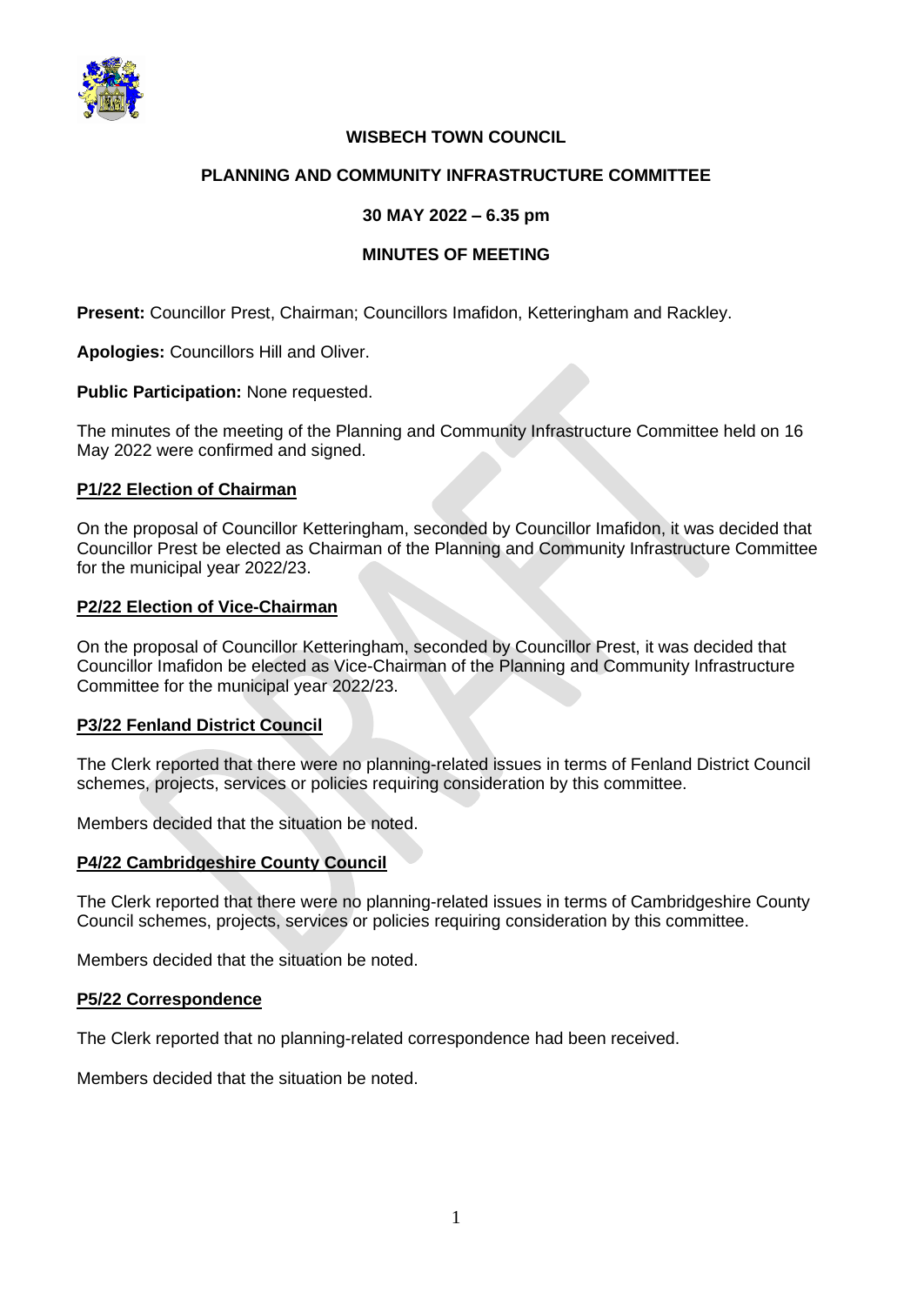# WISBECH TOWN COUNCIL

## PLANNING AND COMMUNITY INFRASTRUCTURE COMMITTEE

### 30 MAY 2022 – 6.35 pm

### MINUTES OF MEETING

**Present:** Councillor Prest, Chairman; Councillors Imafidon, Ketteringham and Rackley.

**Apologies:** Councillors Hill and Oliver.

**Public Participation:** None requested.

The minutes of the meeting of the Planning and Community Infrastructure Committee held on 16 May 2022 were confirmed and signed.

**P1/22 Election of Chairman**

On the proposal of Councillor Ketteringham, seconded by Councillor Imafidon, it was decided that Councillor Prest be elected as Chairman of the Planning and Community Infrastructure Committee for the municipal year 2022/23.

**P2/22 Election of Vice-Chairman**

On the proposal of Councillor Ketteringham, seconded by Councillor Prest, it was decided that Councillor Imafidon be elected as Vice-Chairman of the Planning and Community Infrastructure Committee for the municipal year 2022/23.

**P3/22 Fenland District Council**

The Clerk reported that there were no planning-related issues in terms of Fenland District Council schemes, projects, services or policies requiring consideration by this committee.

Members decided that the situation be noted.

**P4/22 Cambridgeshire County Council**

The Clerk reported that there were no planning-related issues in terms of Cambridgeshire County Council schemes, projects, services or policies requiring consideration by this committee.

Members decided that the situation be noted.

**P5/22 Correspondence**

The Clerk reported that no planning-related correspondence had been received.

Members decided that the situation be noted.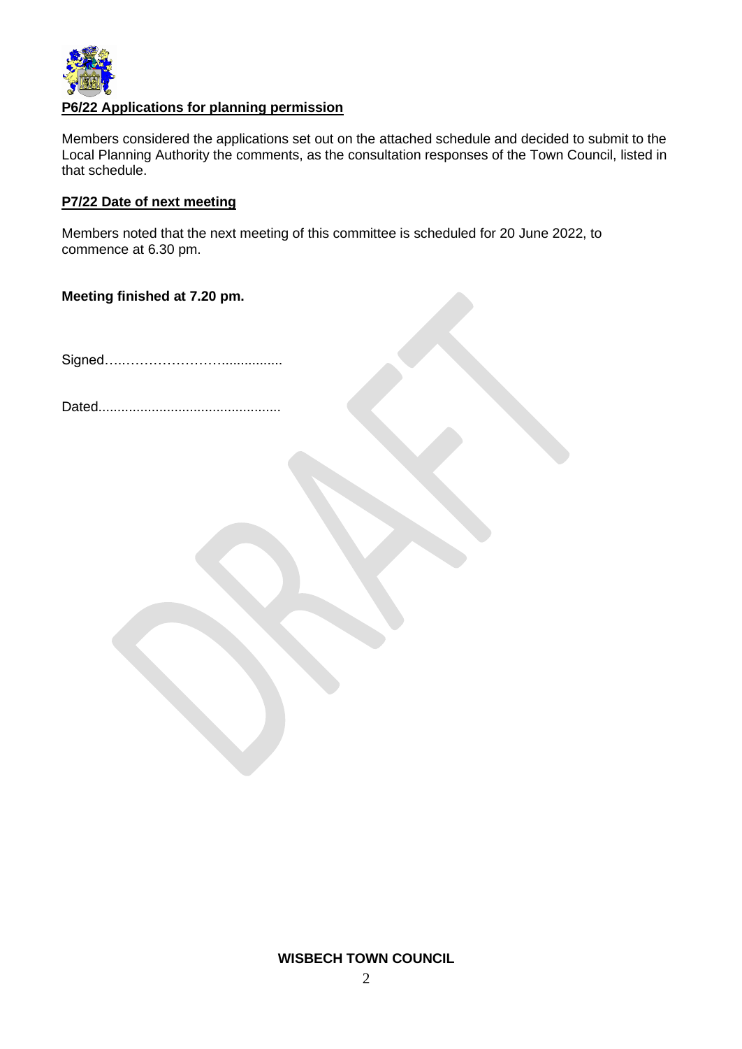**P6/22 Applications for planning permission**

Members considered the applications set out on the attached schedule and decided to submit to the Local Planning Authority the comments, as the consultation responses of the Town Council, listed in that schedule.

**P7/22 Date of next meeting**

Members noted that the next meeting of this committee is scheduled for 20 June 2022, to commence at 6.30 pm.

**Meeting finished at 7.20 pm.**

Signed….…………………...............

Dated................................................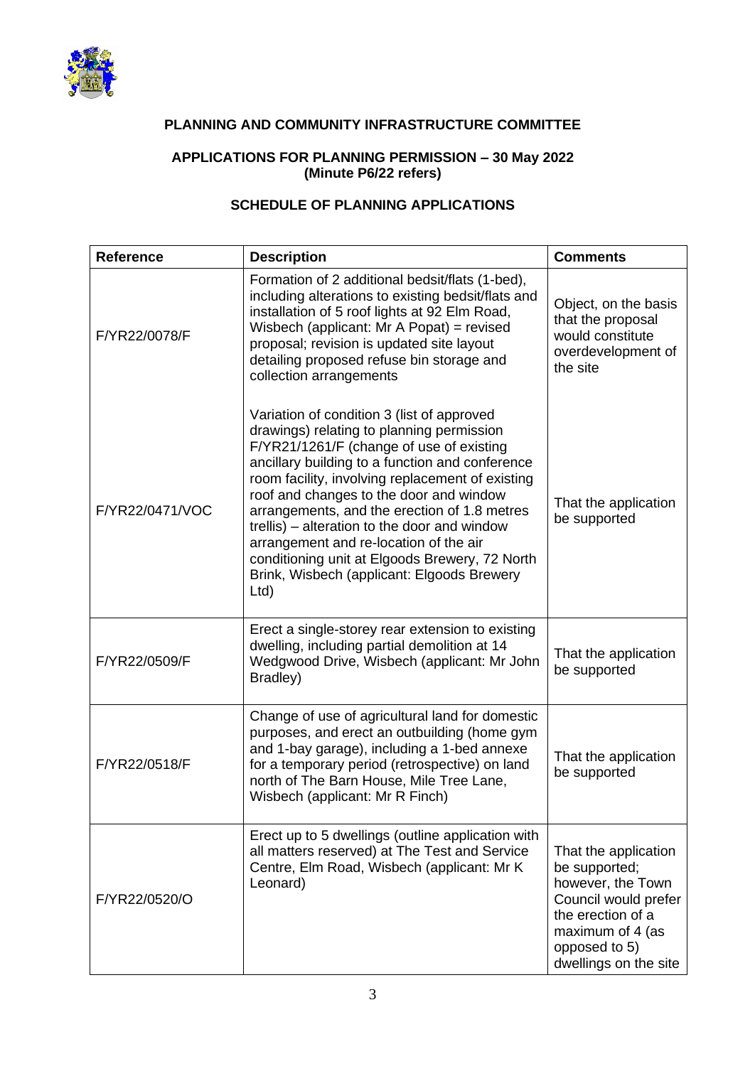**PLANNING AND COMMUNITY INFRASTRUCTURE COMMITTEE**

**APPLICATIONS FOR PLANNING PERMISSION – 30 May 2022**
**(Minute P6/22 refers)**

**SCHEDULE OF PLANNING APPLICATIONS**

| Reference | Description | Comments |
|---|---|---|
| F/YR22/0078/F | Formation of 2 additional bedsit/flats (1-bed), including alterations to existing bedsit/flats and installation of 5 roof lights at 92 Elm Road, Wisbech (applicant: Mr A Popat) = revised proposal; revision is updated site layout detailing proposed refuse bin storage and collection arrangements | Object, on the basis that the proposal would constitute overdevelopment of the site |
| F/YR22/0471/VOC | Variation of condition 3 (list of approved drawings) relating to planning permission F/YR21/1261/F (change of use of existing ancillary building to a function and conference room facility, involving replacement of existing roof and changes to the door and window arrangements, and the erection of 1.8 metres trellis) – alteration to the door and window arrangement and re-location of the air conditioning unit at Elgoods Brewery, 72 North Brink, Wisbech (applicant: Elgoods Brewery Ltd) | That the application be supported |
| F/YR22/0509/F | Erect a single-storey rear extension to existing dwelling, including partial demolition at 14 Wedgwood Drive, Wisbech (applicant: Mr John Bradley) | That the application be supported |
| F/YR22/0518/F | Change of use of agricultural land for domestic purposes, and erect an outbuilding (home gym and 1-bay garage), including a 1-bed annexe for a temporary period (retrospective) on land north of The Barn House, Mile Tree Lane, Wisbech (applicant: Mr R Finch) | That the application be supported |
| F/YR22/0520/O | Erect up to 5 dwellings (outline application with all matters reserved) at The Test and Service Centre, Elm Road, Wisbech (applicant: Mr K Leonard) | That the application be supported; however, the Town Council would prefer the erection of a maximum of 4 (as opposed to 5) dwellings on the site |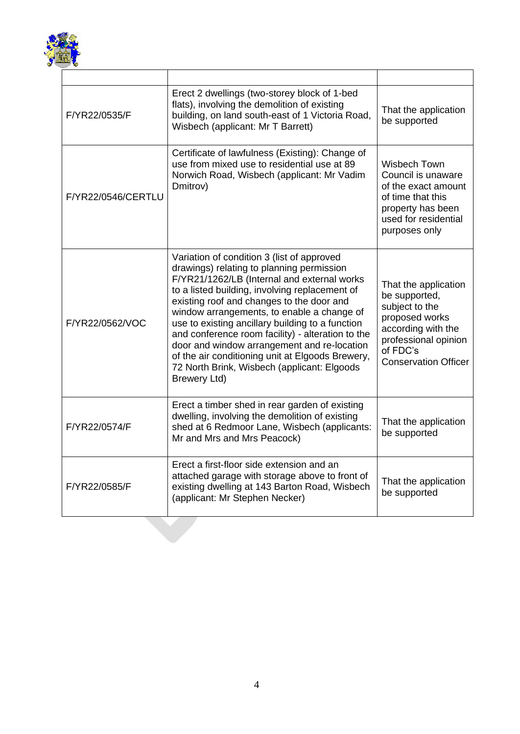| | | |
|---|---|---|
| F/YR22/0535/F | Erect 2 dwellings (two-storey block of 1-bed flats), involving the demolition of existing building, on land south-east of 1 Victoria Road, Wisbech (applicant: Mr T Barrett) | That the application be supported |
| F/YR22/0546/CERTLU | Certificate of lawfulness (Existing): Change of use from mixed use to residential use at 89 Norwich Road, Wisbech (applicant: Mr Vadim Dmitrov) | Wisbech Town Council is unaware of the exact amount of time that this property has been used for residential purposes only |
| F/YR22/0562/VOC | Variation of condition 3 (list of approved drawings) relating to planning permission F/YR21/1262/LB (Internal and external works to a listed building, involving replacement of existing roof and changes to the door and window arrangements, to enable a change of use to existing ancillary building to a function and conference room facility) - alteration to the door and window arrangement and re-location of the air conditioning unit at Elgoods Brewery, 72 North Brink, Wisbech (applicant: Elgoods Brewery Ltd) | That the application be supported, subject to the proposed works according with the professional opinion of FDC's Conservation Officer |
| F/YR22/0574/F | Erect a timber shed in rear garden of existing dwelling, involving the demolition of existing shed at 6 Redmoor Lane, Wisbech (applicants: Mr and Mrs and Mrs Peacock) | That the application be supported |
| F/YR22/0585/F | Erect a first-floor side extension and an attached garage with storage above to front of existing dwelling at 143 Barton Road, Wisbech (applicant: Mr Stephen Necker) | That the application be supported |